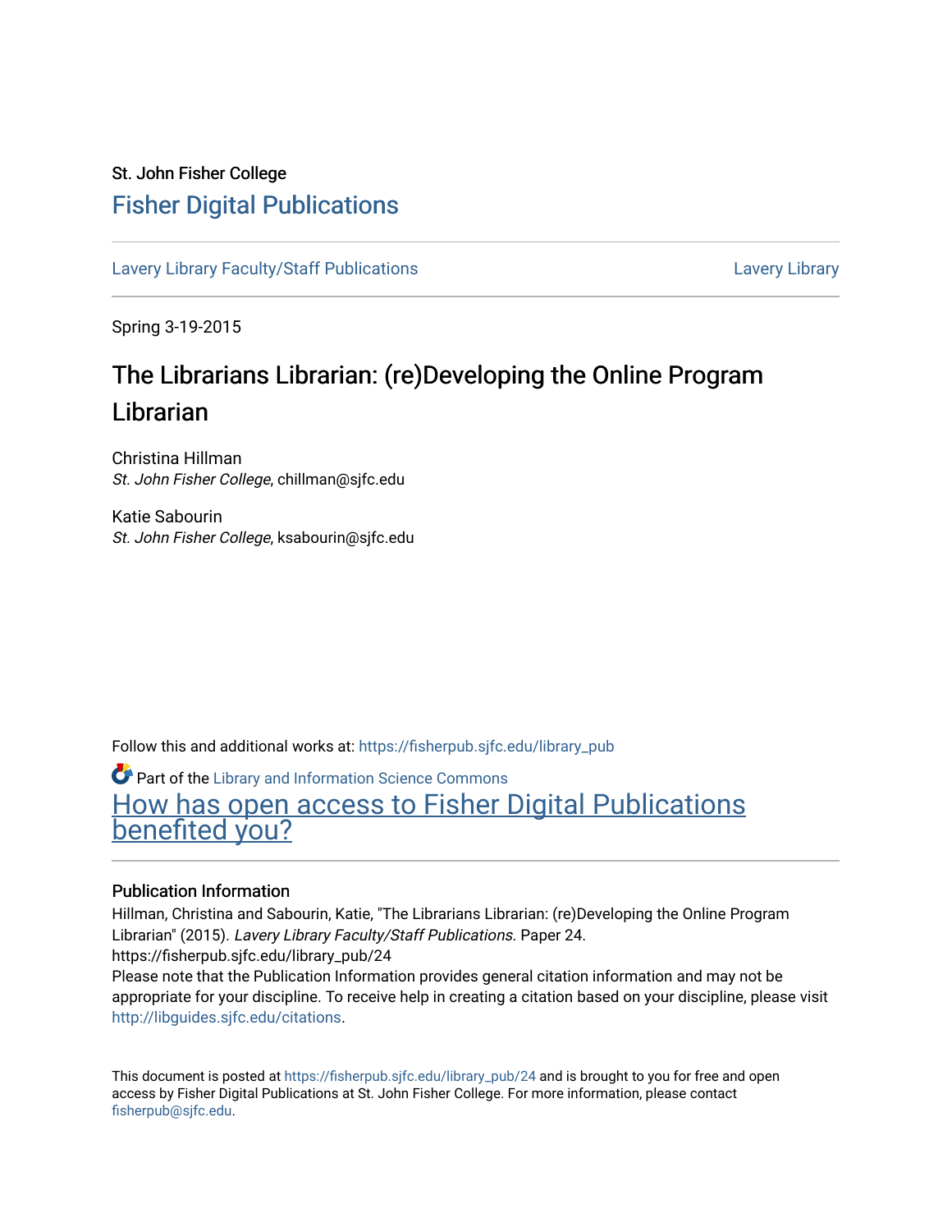St. John Fisher College

# Fisher Digital Publications

Lavery Library Faculty/Staff Publications | Lavery Library

Spring 3-19-2015

# The Librarians Librarian: (re)Developing the Online Program Librarian

Christina Hillman
*St. John Fisher College*, chillman@sjfc.edu

Katie Sabourin
*St. John Fisher College*, ksabourin@sjfc.edu

Follow this and additional works at: https://fisherpub.sjfc.edu/library_pub

Part of the Library and Information Science Commons

How has open access to Fisher Digital Publications benefited you?

## Publication Information

Hillman, Christina and Sabourin, Katie, "The Librarians Librarian: (re)Developing the Online Program Librarian" (2015). *Lavery Library Faculty/Staff Publications.* Paper 24.
https://fisherpub.sjfc.edu/library_pub/24

Please note that the Publication Information provides general citation information and may not be appropriate for your discipline. To receive help in creating a citation based on your discipline, please visit http://libguides.sjfc.edu/citations.

This document is posted at https://fisherpub.sjfc.edu/library_pub/24 and is brought to you for free and open access by Fisher Digital Publications at St. John Fisher College. For more information, please contact fisherpub@sjfc.edu.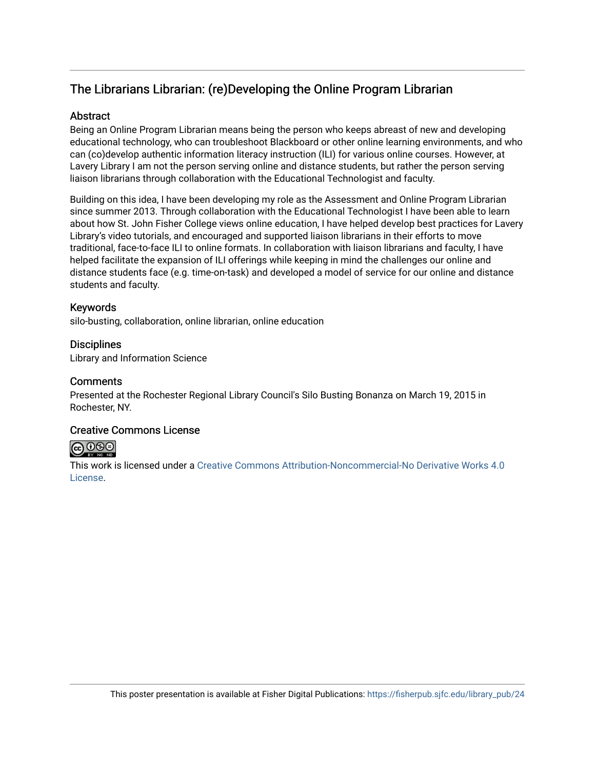## The Librarians Librarian: (re)Developing the Online Program Librarian

### Abstract

Being an Online Program Librarian means being the person who keeps abreast of new and developing educational technology, who can troubleshoot Blackboard or other online learning environments, and who can (co)develop authentic information literacy instruction (ILI) for various online courses. However, at Lavery Library I am not the person serving online and distance students, but rather the person serving liaison librarians through collaboration with the Educational Technologist and faculty.

Building on this idea, I have been developing my role as the Assessment and Online Program Librarian since summer 2013. Through collaboration with the Educational Technologist I have been able to learn about how St. John Fisher College views online education, I have helped develop best practices for Lavery Library's video tutorials, and encouraged and supported liaison librarians in their efforts to move traditional, face-to-face ILI to online formats. In collaboration with liaison librarians and faculty, I have helped facilitate the expansion of ILI offerings while keeping in mind the challenges our online and distance students face (e.g. time-on-task) and developed a model of service for our online and distance students and faculty.

### Keywords

silo-busting, collaboration, online librarian, online education

### Disciplines

Library and Information Science

### Comments

Presented at the Rochester Regional Library Council's Silo Busting Bonanza on March 19, 2015 in Rochester, NY.

### Creative Commons License

This work is licensed under a Creative Commons Attribution-Noncommercial-No Derivative Works 4.0 License.

This poster presentation is available at Fisher Digital Publications: https://fisherpub.sjfc.edu/library_pub/24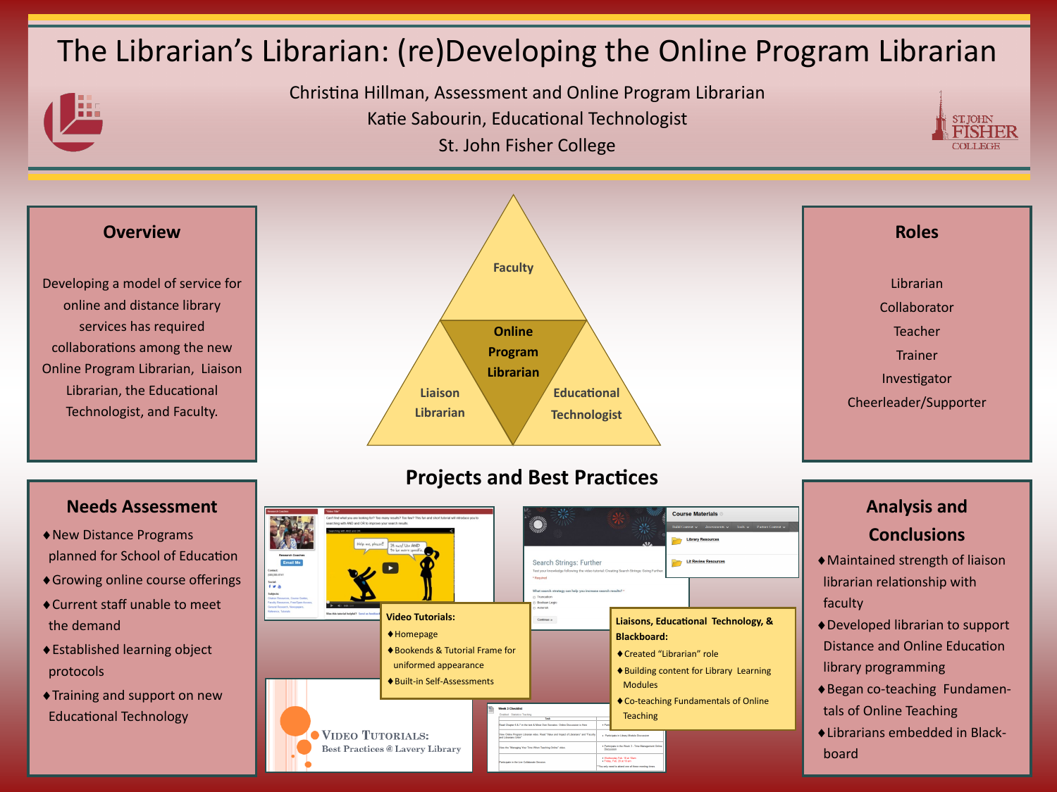# The Librarian's Librarian: (re)Developing the Online Program Librarian

Christina Hillman, Assessment and Online Program Librarian
Katie Sabourin, Educational Technologist
St. John Fisher College

## Overview

Developing a model of service for online and distance library services has required collaborations among the new Online Program Librarian, Liaison Librarian, the Educational Technologist, and Faculty.

Faculty

Online Program Librarian

Liaison Librarian

Educational Technologist

## Roles

Librarian
Collaborator
Teacher
Trainer
Investigator
Cheerleader/Supporter

## Needs Assessment

- New Distance Programs planned for School of Education
- Growing online course offerings
- Current staff unable to meet the demand
- Established learning object protocols
- Training and support on new Educational Technology

## Projects and Best Practices

**Video Tutorials:**

- Homepage
- Bookends & Tutorial Frame for uniformed appearance
- Built-in Self-Assessments

**Liaisons, Educational Technology, & Blackboard:**

- Created "Librarian" role
- Building content for Library Learning Modules
- Co-teaching Fundamentals of Online Teaching

## Analysis and Conclusions

- Maintained strength of liaison librarian relationship with faculty
- Developed librarian to support Distance and Online Education library programming
- Began co-teaching Fundamentals of Online Teaching
- Librarians embedded in Blackboard